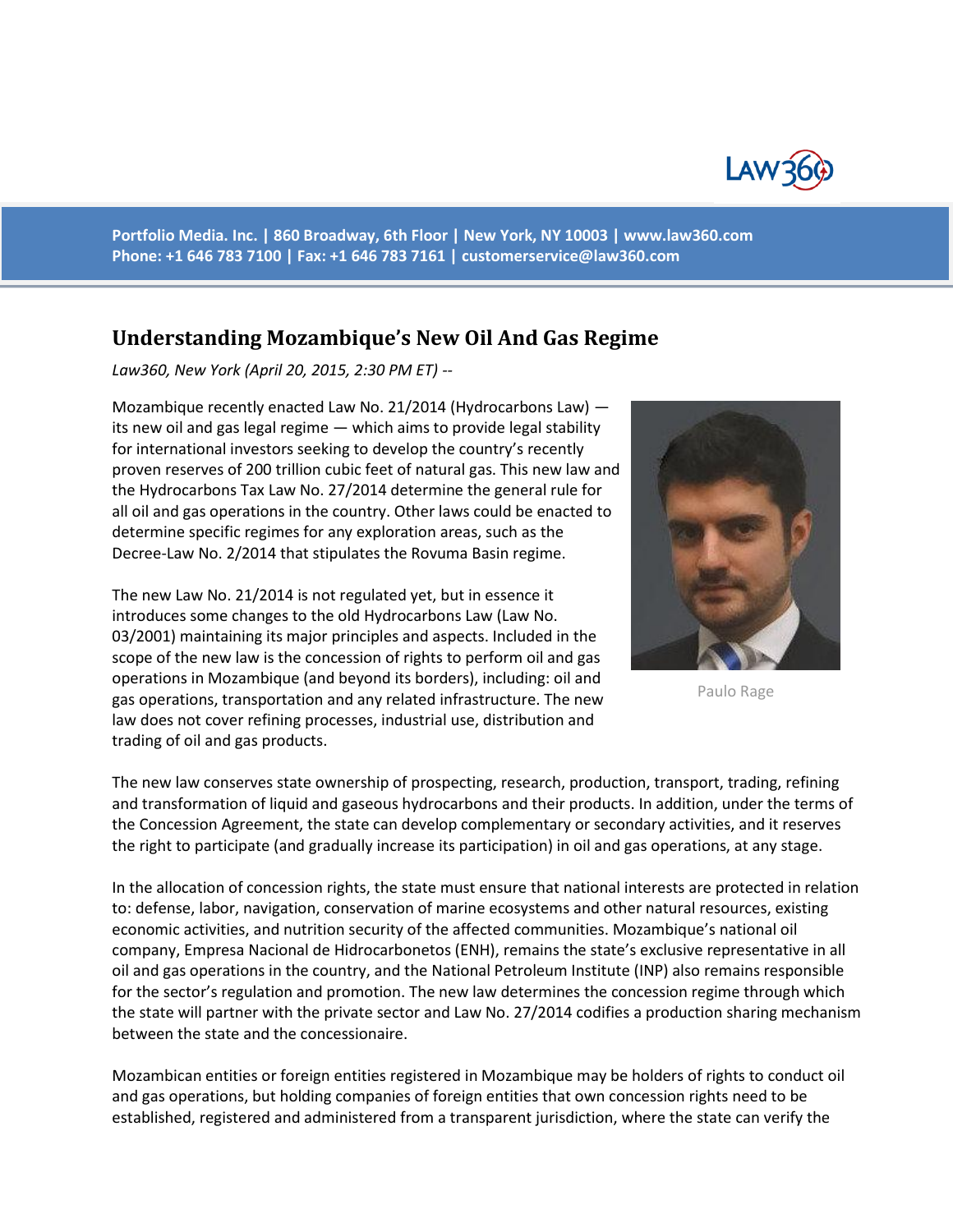Portfolio Media. Inc. | 860 Broadway, 6th Floor | New York, NY 10003 | www.law360.com
Phone: +1 646 783 7100 | Fax: +1 646 783 7161 | customerservice@law360.com

# Understanding Mozambique's New Oil And Gas Regime

*Law360, New York (April 20, 2015, 2:30 PM ET) --*

Mozambique recently enacted Law No. 21/2014 (Hydrocarbons Law) — its new oil and gas legal regime — which aims to provide legal stability for international investors seeking to develop the country's recently proven reserves of 200 trillion cubic feet of natural gas. This new law and the Hydrocarbons Tax Law No. 27/2014 determine the general rule for all oil and gas operations in the country. Other laws could be enacted to determine specific regimes for any exploration areas, such as the Decree-Law No. 2/2014 that stipulates the Rovuma Basin regime.

Paulo Rage

The new Law No. 21/2014 is not regulated yet, but in essence it introduces some changes to the old Hydrocarbons Law (Law No. 03/2001) maintaining its major principles and aspects. Included in the scope of the new law is the concession of rights to perform oil and gas operations in Mozambique (and beyond its borders), including: oil and gas operations, transportation and any related infrastructure. The new law does not cover refining processes, industrial use, distribution and trading of oil and gas products.

The new law conserves state ownership of prospecting, research, production, transport, trading, refining and transformation of liquid and gaseous hydrocarbons and their products. In addition, under the terms of the Concession Agreement, the state can develop complementary or secondary activities, and it reserves the right to participate (and gradually increase its participation) in oil and gas operations, at any stage.

In the allocation of concession rights, the state must ensure that national interests are protected in relation to: defense, labor, navigation, conservation of marine ecosystems and other natural resources, existing economic activities, and nutrition security of the affected communities. Mozambique's national oil company, Empresa Nacional de Hidrocarbonetos (ENH), remains the state's exclusive representative in all oil and gas operations in the country, and the National Petroleum Institute (INP) also remains responsible for the sector's regulation and promotion. The new law determines the concession regime through which the state will partner with the private sector and Law No. 27/2014 codifies a production sharing mechanism between the state and the concessionaire.

Mozambican entities or foreign entities registered in Mozambique may be holders of rights to conduct oil and gas operations, but holding companies of foreign entities that own concession rights need to be established, registered and administered from a transparent jurisdiction, where the state can verify the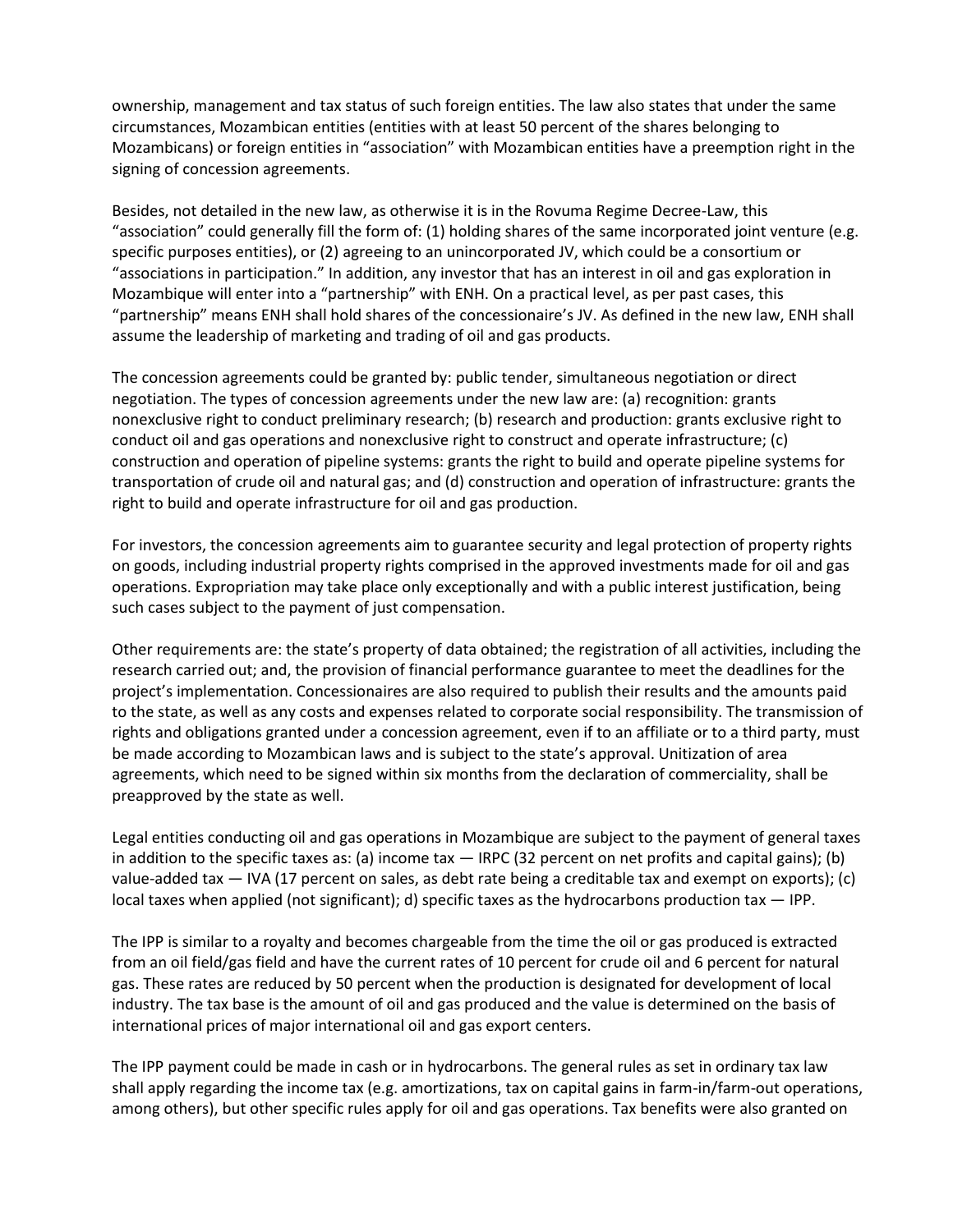ownership, management and tax status of such foreign entities. The law also states that under the same circumstances, Mozambican entities (entities with at least 50 percent of the shares belonging to Mozambicans) or foreign entities in "association" with Mozambican entities have a preemption right in the signing of concession agreements.

Besides, not detailed in the new law, as otherwise it is in the Rovuma Regime Decree-Law, this "association" could generally fill the form of: (1) holding shares of the same incorporated joint venture (e.g. specific purposes entities), or (2) agreeing to an unincorporated JV, which could be a consortium or "associations in participation." In addition, any investor that has an interest in oil and gas exploration in Mozambique will enter into a "partnership" with ENH. On a practical level, as per past cases, this "partnership" means ENH shall hold shares of the concessionaire's JV. As defined in the new law, ENH shall assume the leadership of marketing and trading of oil and gas products.

The concession agreements could be granted by: public tender, simultaneous negotiation or direct negotiation. The types of concession agreements under the new law are: (a) recognition: grants nonexclusive right to conduct preliminary research; (b) research and production: grants exclusive right to conduct oil and gas operations and nonexclusive right to construct and operate infrastructure; (c) construction and operation of pipeline systems: grants the right to build and operate pipeline systems for transportation of crude oil and natural gas; and (d) construction and operation of infrastructure: grants the right to build and operate infrastructure for oil and gas production.

For investors, the concession agreements aim to guarantee security and legal protection of property rights on goods, including industrial property rights comprised in the approved investments made for oil and gas operations. Expropriation may take place only exceptionally and with a public interest justification, being such cases subject to the payment of just compensation.

Other requirements are: the state's property of data obtained; the registration of all activities, including the research carried out; and, the provision of financial performance guarantee to meet the deadlines for the project's implementation. Concessionaires are also required to publish their results and the amounts paid to the state, as well as any costs and expenses related to corporate social responsibility. The transmission of rights and obligations granted under a concession agreement, even if to an affiliate or to a third party, must be made according to Mozambican laws and is subject to the state's approval. Unitization of area agreements, which need to be signed within six months from the declaration of commerciality, shall be preapproved by the state as well.

Legal entities conducting oil and gas operations in Mozambique are subject to the payment of general taxes in addition to the specific taxes as: (a) income tax — IRPC (32 percent on net profits and capital gains); (b) value-added tax — IVA (17 percent on sales, as debt rate being a creditable tax and exempt on exports); (c) local taxes when applied (not significant); d) specific taxes as the hydrocarbons production tax — IPP.

The IPP is similar to a royalty and becomes chargeable from the time the oil or gas produced is extracted from an oil field/gas field and have the current rates of 10 percent for crude oil and 6 percent for natural gas. These rates are reduced by 50 percent when the production is designated for development of local industry. The tax base is the amount of oil and gas produced and the value is determined on the basis of international prices of major international oil and gas export centers.

The IPP payment could be made in cash or in hydrocarbons. The general rules as set in ordinary tax law shall apply regarding the income tax (e.g. amortizations, tax on capital gains in farm-in/farm-out operations, among others), but other specific rules apply for oil and gas operations. Tax benefits were also granted on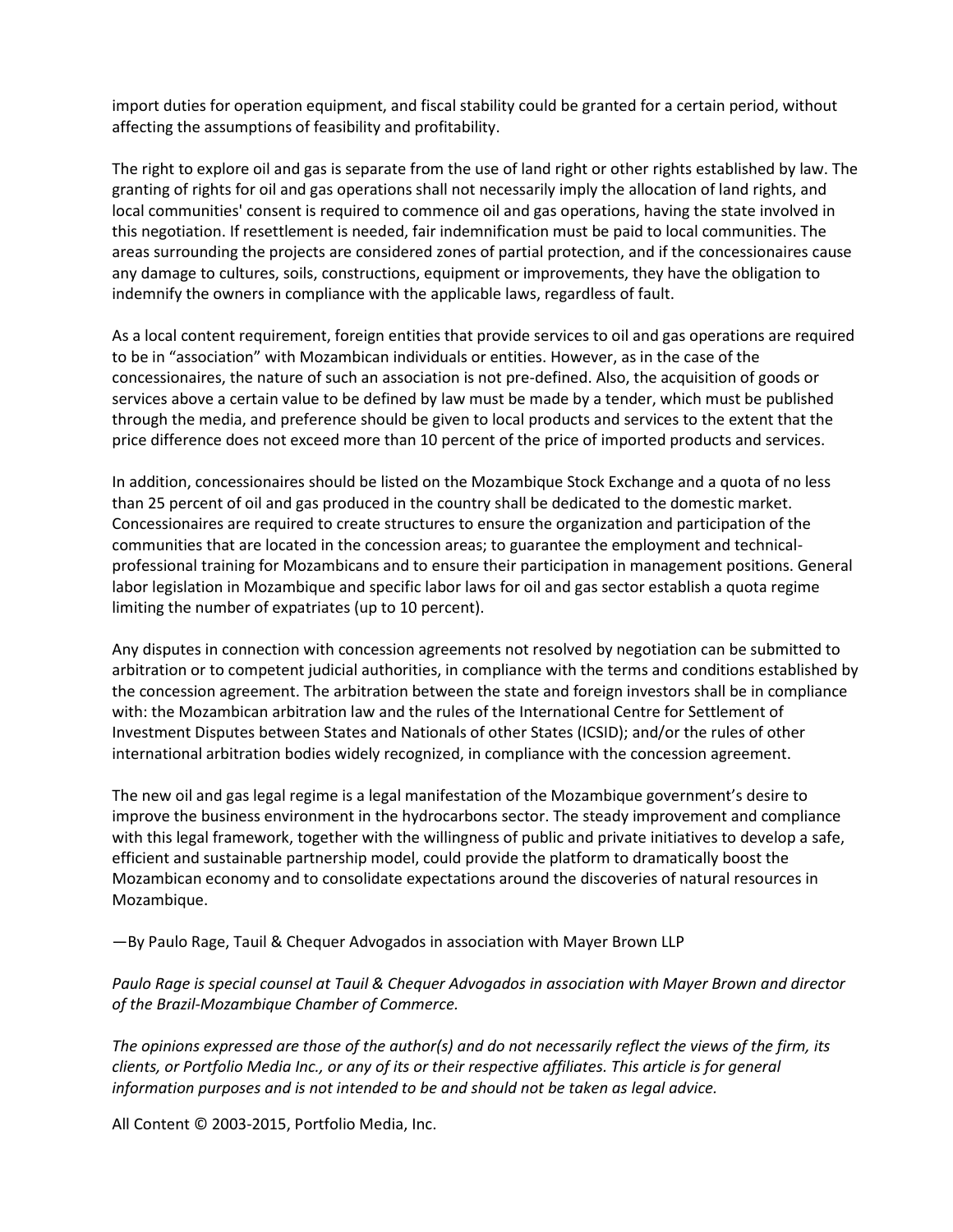import duties for operation equipment, and fiscal stability could be granted for a certain period, without affecting the assumptions of feasibility and profitability.

The right to explore oil and gas is separate from the use of land right or other rights established by law. The granting of rights for oil and gas operations shall not necessarily imply the allocation of land rights, and local communities' consent is required to commence oil and gas operations, having the state involved in this negotiation. If resettlement is needed, fair indemnification must be paid to local communities. The areas surrounding the projects are considered zones of partial protection, and if the concessionaires cause any damage to cultures, soils, constructions, equipment or improvements, they have the obligation to indemnify the owners in compliance with the applicable laws, regardless of fault.

As a local content requirement, foreign entities that provide services to oil and gas operations are required to be in "association" with Mozambican individuals or entities. However, as in the case of the concessionaires, the nature of such an association is not pre-defined. Also, the acquisition of goods or services above a certain value to be defined by law must be made by a tender, which must be published through the media, and preference should be given to local products and services to the extent that the price difference does not exceed more than 10 percent of the price of imported products and services.

In addition, concessionaires should be listed on the Mozambique Stock Exchange and a quota of no less than 25 percent of oil and gas produced in the country shall be dedicated to the domestic market. Concessionaires are required to create structures to ensure the organization and participation of the communities that are located in the concession areas; to guarantee the employment and technical-professional training for Mozambicans and to ensure their participation in management positions. General labor legislation in Mozambique and specific labor laws for oil and gas sector establish a quota regime limiting the number of expatriates (up to 10 percent).

Any disputes in connection with concession agreements not resolved by negotiation can be submitted to arbitration or to competent judicial authorities, in compliance with the terms and conditions established by the concession agreement. The arbitration between the state and foreign investors shall be in compliance with: the Mozambican arbitration law and the rules of the International Centre for Settlement of Investment Disputes between States and Nationals of other States (ICSID); and/or the rules of other international arbitration bodies widely recognized, in compliance with the concession agreement.

The new oil and gas legal regime is a legal manifestation of the Mozambique government's desire to improve the business environment in the hydrocarbons sector. The steady improvement and compliance with this legal framework, together with the willingness of public and private initiatives to develop a safe, efficient and sustainable partnership model, could provide the platform to dramatically boost the Mozambican economy and to consolidate expectations around the discoveries of natural resources in Mozambique.

—By Paulo Rage, Tauil & Chequer Advogados in association with Mayer Brown LLP

*Paulo Rage is special counsel at Tauil & Chequer Advogados in association with Mayer Brown and director of the Brazil-Mozambique Chamber of Commerce.*

*The opinions expressed are those of the author(s) and do not necessarily reflect the views of the firm, its clients, or Portfolio Media Inc., or any of its or their respective affiliates. This article is for general information purposes and is not intended to be and should not be taken as legal advice.*

All Content © 2003-2015, Portfolio Media, Inc.